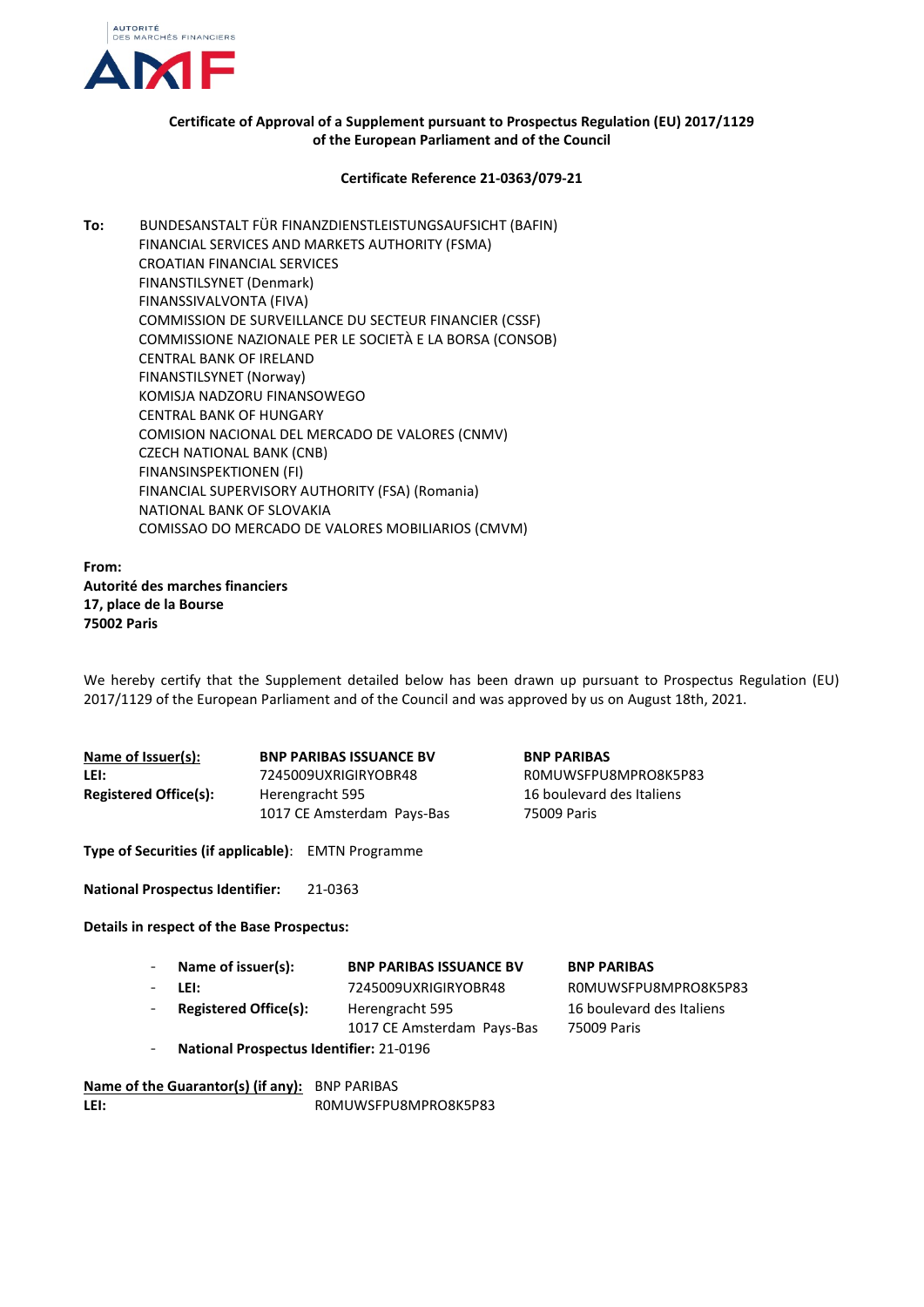**Certificate of Approval of a Supplement pursuant to Prospectus Regulation (EU) 2017/1129 of the European Parliament and of the Council**

**Certificate Reference 21-0363/079-21**

**To:** BUNDESANSTALT FÜR FINANZDIENSTLEISTUNGSAUFSICHT (BAFIN)
FINANCIAL SERVICES AND MARKETS AUTHORITY (FSMA)
CROATIAN FINANCIAL SERVICES
FINANSTILSYNET (Denmark)
FINANSSIVALVONTA (FIVA)
COMMISSION DE SURVEILLANCE DU SECTEUR FINANCIER (CSSF)
COMMISSIONE NAZIONALE PER LE SOCIETÀ E LA BORSA (CONSOB)
CENTRAL BANK OF IRELAND
FINANSTILSYNET (Norway)
KOMISJA NADZORU FINANSOWEGO
CENTRAL BANK OF HUNGARY
COMISION NACIONAL DEL MERCADO DE VALORES (CNMV)
CZECH NATIONAL BANK (CNB)
FINANSINSPEKTIONEN (FI)
FINANCIAL SUPERVISORY AUTHORITY (FSA) (Romania)
NATIONAL BANK OF SLOVAKIA
COMISSAO DO MERCADO DE VALORES MOBILIARIOS (CMVM)

**From:**
**Autorité des marches financiers**
**17, place de la Bourse**
**75002 Paris**

We hereby certify that the Supplement detailed below has been drawn up pursuant to Prospectus Regulation (EU) 2017/1129 of the European Parliament and of the Council and was approved by us on August 18th, 2021.

| | | |
|---|---|---|
| **Name of Issuer(s):** | **BNP PARIBAS ISSUANCE BV** | **BNP PARIBAS** |
| **LEI:** | 7245009UXRIGIRYOBR48 | R0MUWSFPU8MPRO8K5P83 |
| **Registered Office(s):** | Herengracht 595<br>1017 CE Amsterdam Pays-Bas | 16 boulevard des Italiens<br>75009 Paris |

**Type of Securities (if applicable)**: EMTN Programme

**National Prospectus Identifier:** 21-0363

**Details in respect of the Base Prospectus:**

| | | |
|---|---|---|
| - **Name of issuer(s):** | **BNP PARIBAS ISSUANCE BV** | **BNP PARIBAS** |
| - **LEI:** | 7245009UXRIGIRYOBR48 | R0MUWSFPU8MPRO8K5P83 |
| - **Registered Office(s):** | Herengracht 595<br>1017 CE Amsterdam Pays-Bas | 16 boulevard des Italiens<br>75009 Paris |

- **National Prospectus Identifier:** 21-0196

**Name of the Guarantor(s) (if any):** BNP PARIBAS
**LEI:** R0MUWSFPU8MPRO8K5P83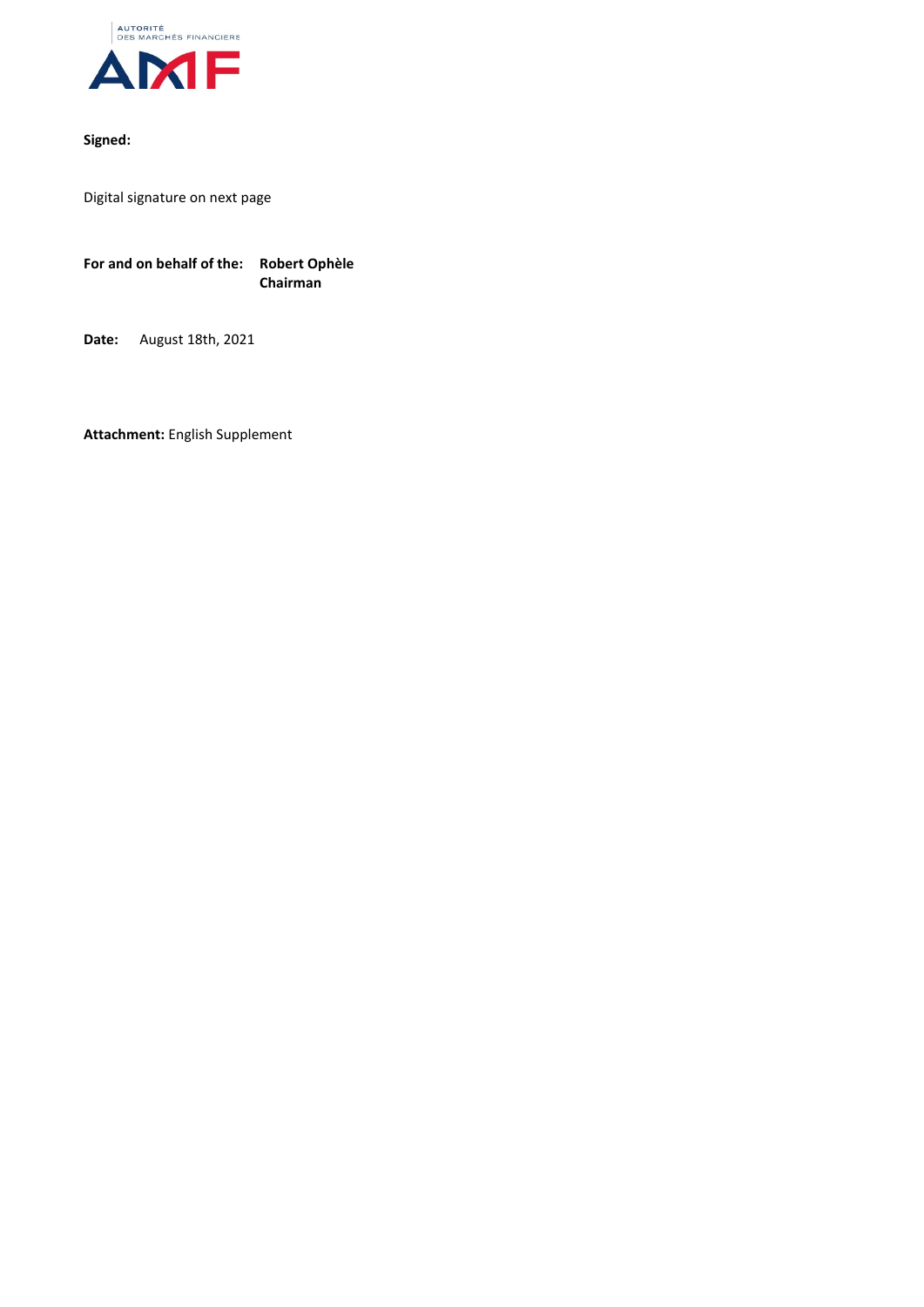**Signed:**

Digital signature on next page

**For and on behalf of the:** **Robert Ophèle**
**Chairman**

**Date:** August 18th, 2021

**Attachment:** English Supplement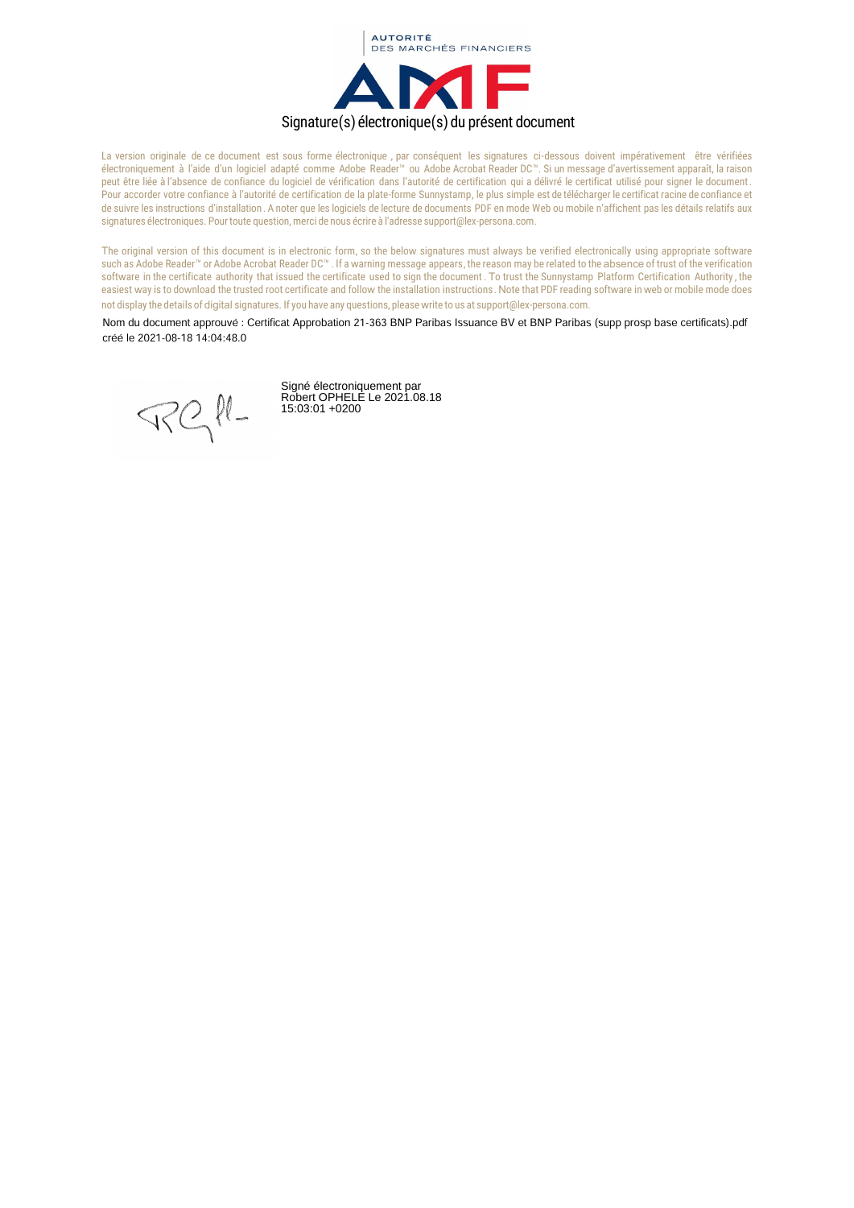AUTORITÉ
DES MARCHÉS FINANCIERS

AMF

# Signature(s) électronique(s) du présent document

La version originale de ce document est sous forme électronique , par conséquent les signatures ci-dessous doivent impérativement être vérifiées électroniquement à l'aide d'un logiciel adapté comme Adobe Reader™ ou Adobe Acrobat Reader DC™. Si un message d'avertissement apparaît, la raison peut être liée à l'absence de confiance du logiciel de vérification dans l'autorité de certification qui a délivré le certificat utilisé pour signer le document . Pour accorder votre confiance à l'autorité de certification de la plate-forme Sunnystamp, le plus simple est de télécharger le certificat racine de confiance et de suivre les instructions d'installation . A noter que les logiciels de lecture de documents PDF en mode Web ou mobile n'affichent pas les détails relatifs aux signatures électroniques. Pour toute question, merci de nous écrire à l'adresse support@lex-persona.com.

The original version of this document is in electronic form, so the below signatures must always be verified electronically using appropriate software such as Adobe Reader™ or Adobe Acrobat Reader DC™ . If a warning message appears, the reason may be related to the absence of trust of the verification software in the certificate authority that issued the certificate used to sign the document . To trust the Sunnystamp Platform Certification Authority , the easiest way is to download the trusted root certificate and follow the installation instructions . Note that PDF reading software in web or mobile mode does not display the details of digital signatures. If you have any questions, please write to us at support@lex-persona.com.

Nom du document approuvé : Certificat Approbation 21-363 BNP Paribas Issuance BV et BNP Paribas (supp prosp base certificats).pdf
créé le 2021-08-18 14:04:48.0

Signé électroniquement par
Robert OPHELE Le 2021.08.18
15:03:01 +0200